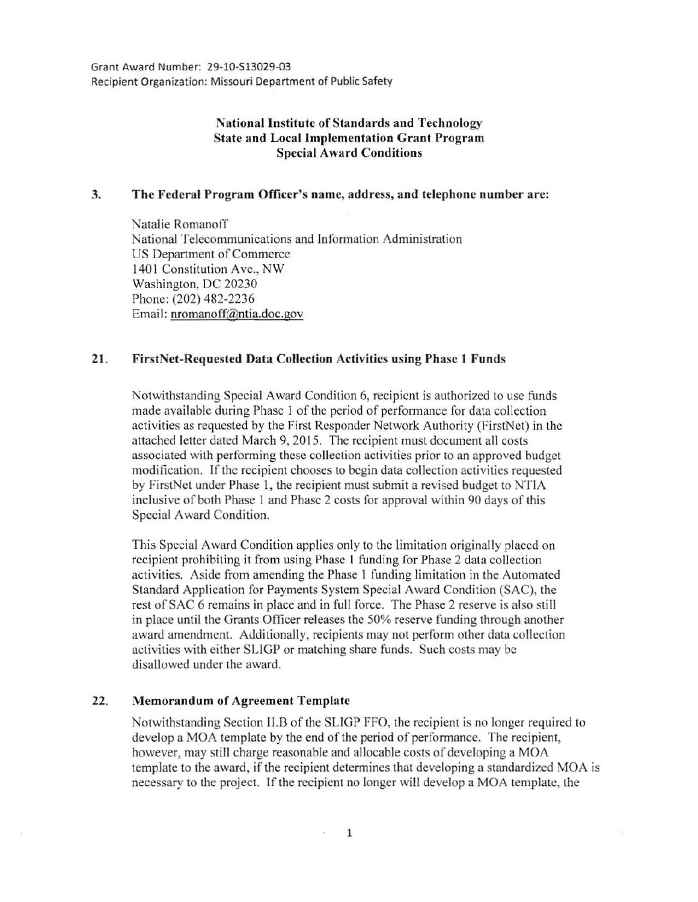Grant Award Number: 29-10-S13029-03
Recipient Organization: Missouri Department of Public Safety

**National Institute of Standards and Technology**
**State and Local Implementation Grant Program**
**Special Award Conditions**

**3. The Federal Program Officer's name, address, and telephone number are:**

Natalie Romanoff
National Telecommunications and Information Administration
US Department of Commerce
1401 Constitution Ave., NW
Washington, DC 20230
Phone: (202) 482-2236
Email: nromanoff@ntia.doc.gov

**21. FirstNet-Requested Data Collection Activities using Phase 1 Funds**

Notwithstanding Special Award Condition 6, recipient is authorized to use funds made available during Phase 1 of the period of performance for data collection activities as requested by the First Responder Network Authority (FirstNet) in the attached letter dated March 9, 2015. The recipient must document all costs associated with performing these collection activities prior to an approved budget modification. If the recipient chooses to begin data collection activities requested by FirstNet under Phase 1, the recipient must submit a revised budget to NTIA inclusive of both Phase 1 and Phase 2 costs for approval within 90 days of this Special Award Condition.

This Special Award Condition applies only to the limitation originally placed on recipient prohibiting it from using Phase 1 funding for Phase 2 data collection activities. Aside from amending the Phase 1 funding limitation in the Automated Standard Application for Payments System Special Award Condition (SAC), the rest of SAC 6 remains in place and in full force. The Phase 2 reserve is also still in place until the Grants Officer releases the 50% reserve funding through another award amendment. Additionally, recipients may not perform other data collection activities with either SLIGP or matching share funds. Such costs may be disallowed under the award.

**22. Memorandum of Agreement Template**

Notwithstanding Section II.B of the SLIGP FFO, the recipient is no longer required to develop a MOA template by the end of the period of performance. The recipient, however, may still charge reasonable and allocable costs of developing a MOA template to the award, if the recipient determines that developing a standardized MOA is necessary to the project. If the recipient no longer will develop a MOA template, the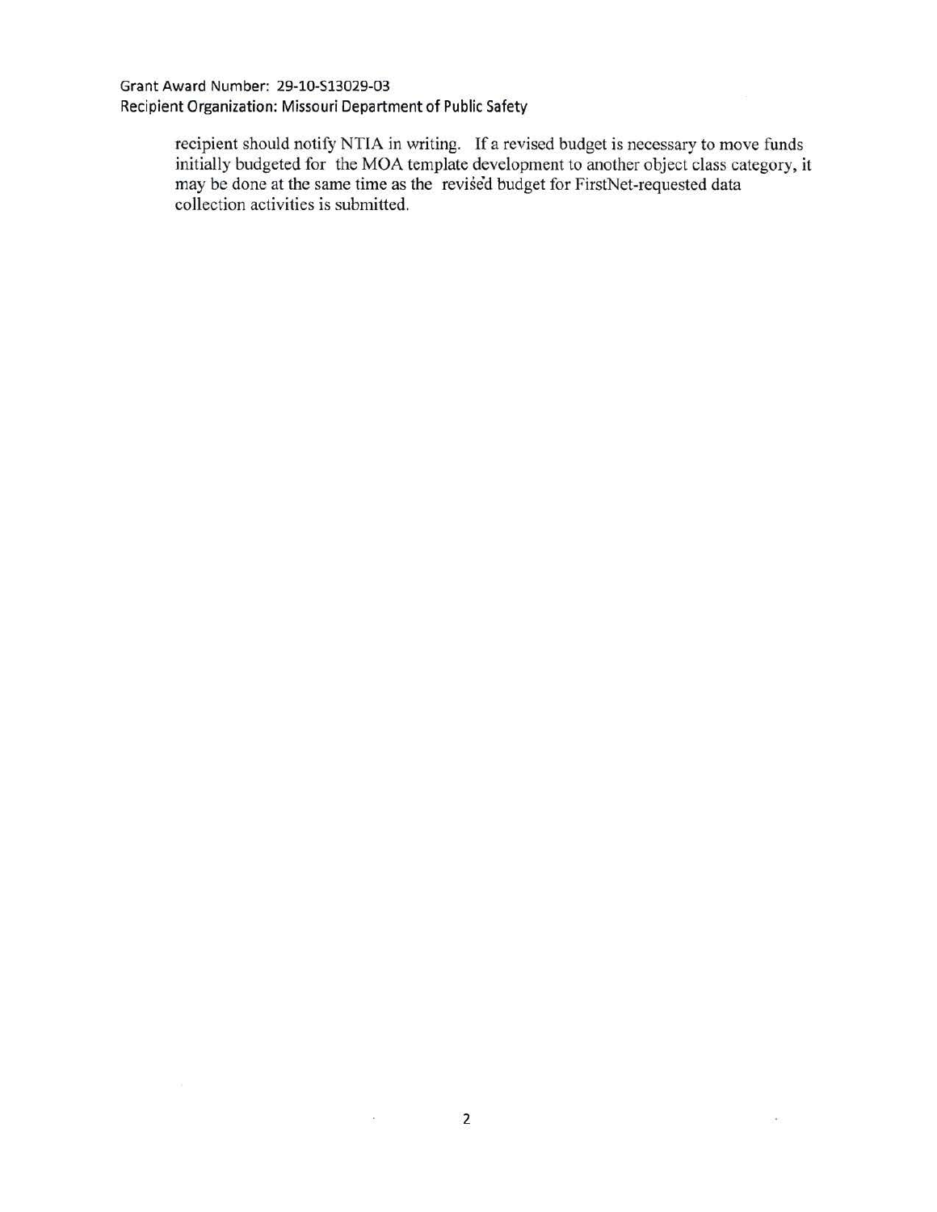recipient should notify NTIA in writing. If a revised budget is necessary to move funds initially budgeted for the MOA template development to another object class category, it may be done at the same time as the revised budget for FirstNet-requested data collection activities is submitted.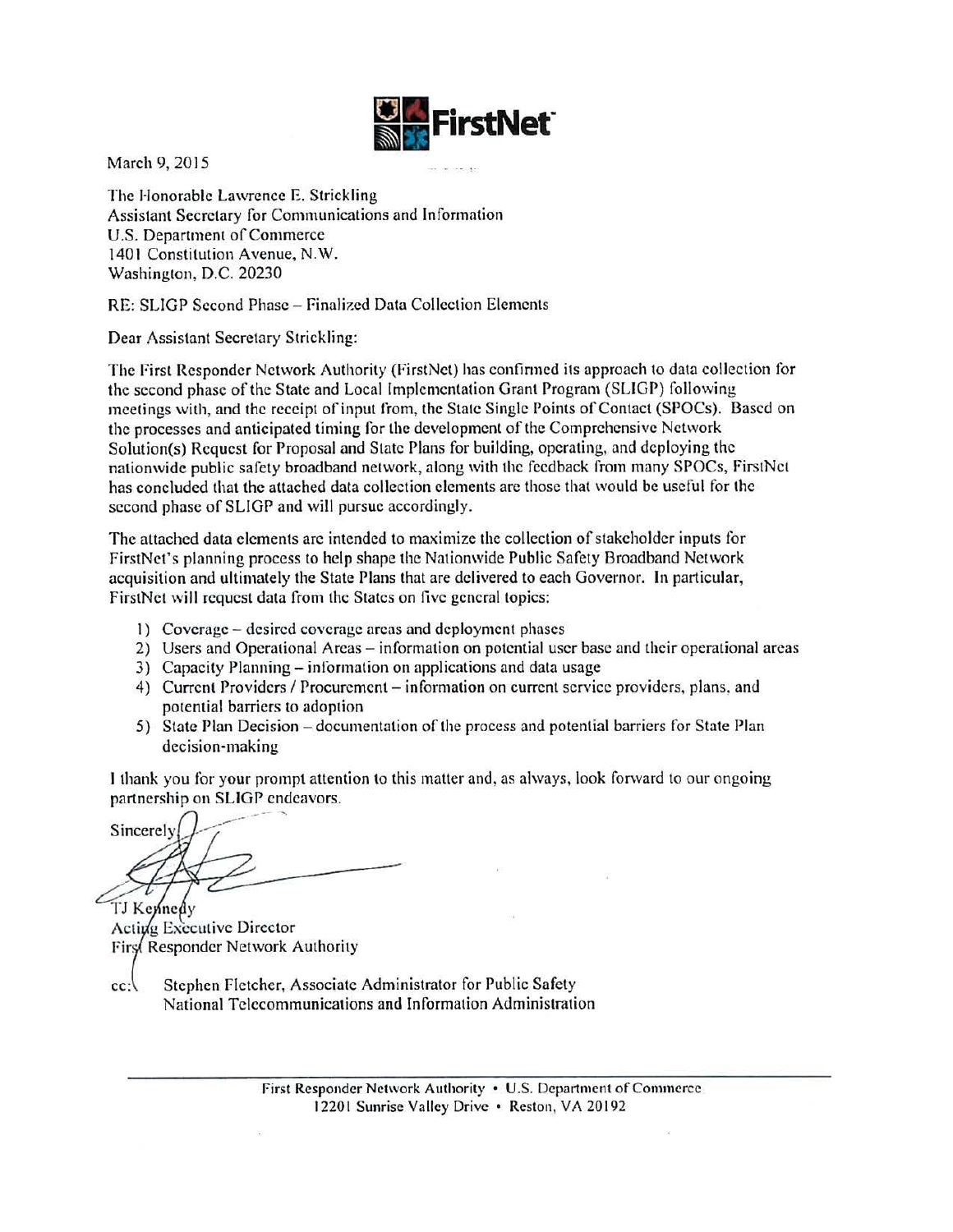FirstNet

March 9, 2015

The Honorable Lawrence E. Strickling
Assistant Secretary for Communications and Information
U.S. Department of Commerce
1401 Constitution Avenue, N.W.
Washington, D.C. 20230

RE: SLIGP Second Phase – Finalized Data Collection Elements

Dear Assistant Secretary Strickling:

The First Responder Network Authority (FirstNet) has confirmed its approach to data collection for the second phase of the State and Local Implementation Grant Program (SLIGP) following meetings with, and the receipt of input from, the State Single Points of Contact (SPOCs). Based on the processes and anticipated timing for the development of the Comprehensive Network Solution(s) Request for Proposal and State Plans for building, operating, and deploying the nationwide public safety broadband network, along with the feedback from many SPOCs, FirstNet has concluded that the attached data collection elements are those that would be useful for the second phase of SLIGP and will pursue accordingly.

The attached data elements are intended to maximize the collection of stakeholder inputs for FirstNet's planning process to help shape the Nationwide Public Safety Broadband Network acquisition and ultimately the State Plans that are delivered to each Governor. In particular, FirstNet will request data from the States on five general topics:

1) Coverage – desired coverage areas and deployment phases
2) Users and Operational Areas – information on potential user base and their operational areas
3) Capacity Planning – information on applications and data usage
4) Current Providers / Procurement – information on current service providers, plans, and potential barriers to adoption
5) State Plan Decision – documentation of the process and potential barriers for State Plan decision-making

I thank you for your prompt attention to this matter and, as always, look forward to our ongoing partnership on SLIGP endeavors.

Sincerely,

TJ Kennedy
Acting Executive Director
First Responder Network Authority

cc: Stephen Fletcher, Associate Administrator for Public Safety
National Telecommunications and Information Administration

First Responder Network Authority • U.S. Department of Commerce
12201 Sunrise Valley Drive • Reston, VA 20192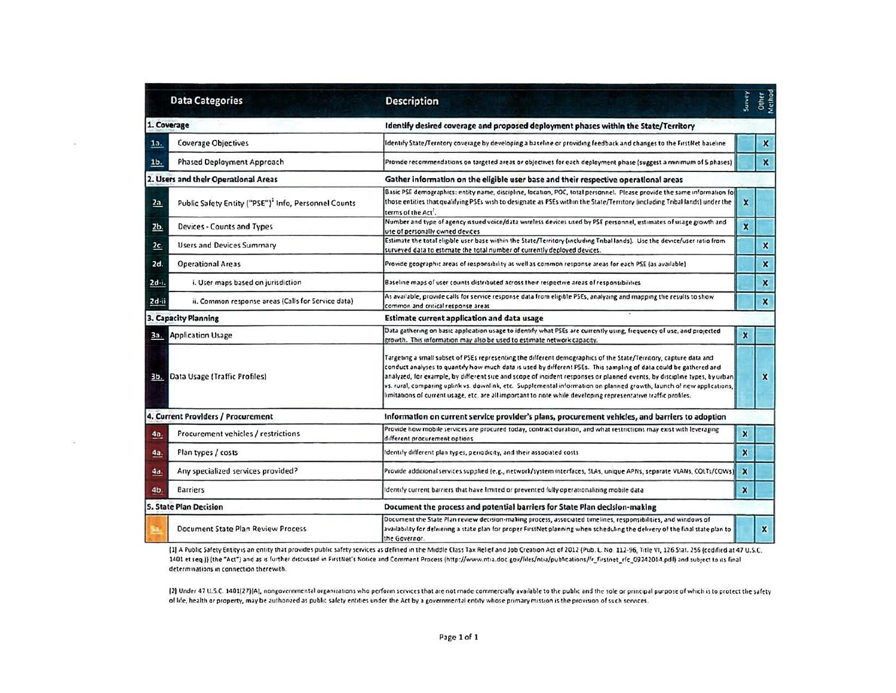| | Data Categories | Description | Survey | Other Method |
|---|---|---|---|---|
| **1. Coverage** | | **Identify desired coverage and proposed deployment phases within the State/Territory** | | |
| 1a. | Coverage Objectives | Identify State/Territory coverage by developing a baseline or providing feedback and changes to the FirstNet baseline | | X |
| 1b. | Phased Deployment Approach | Provide recommendations on targeted areas or objectives for each deployment phase (suggest a minimum of 5 phases) | | X |
| **2. Users and their Operational Areas** | | **Gather information on the eligible user base and their respective operational areas** | | |
| 2a. | Public Safety Entity ("PSE")[1] Info, Personnel Counts | Basic PSE demographics: entity name, discipline, location, POC, total personnel. Please provide the same information for those entities that qualifying PSEs wish to designate as PSEs within the State/Territory (including Tribal lands) under the terms of the Act[2]. | X | |
| 2b. | Devices - Counts and Types | Number and type of agency issued voice/data wireless devices used by PSE personnel, estimates of usage growth and use of personally owned devices | X | |
| 2c. | Users and Devices Summary | Estimate the total eligible user base within the State/Territory (including Tribal lands). Use the device/user ratio from surveyed data to estimate the total number of currently deployed devices. | | X |
| 2d. | Operational Areas | Provide geographic areas of responsibility as well as common response areas for each PSE (as available) | | X |
| 2d-i. | i. User maps based on jurisdiction | Baseline maps of user counts distributed across their respective areas of responsibilities | | X |
| 2d-ii | ii. Common response areas (Calls for Service data) | As available, provide calls for service response data from eligible PSEs, analyzing and mapping the results to show common and critical response areas | | X |
| **3. Capacity Planning** | | **Estimate current application and data usage** | | |
| 3a. | Application Usage | Data gathering on basic application usage to identify what PSEs are currently using, frequency of use, and projected growth. This information may also be used to estimate network capacity. | X | |
| 3b. | Data Usage (Traffic Profiles) | Targeting a small subset of PSEs representing the different demographics of the State/Territory, capture data and conduct analyses to quantify how much data is used by different PSEs. This sampling of data could be gathered and analyzed, for example, by different size and scope of incident responses or planned events, by discipline types, by urban vs. rural, comparing uplink vs. downlink, etc. Supplemental information on planned growth, launch of new applications, limitations of current usage, etc. are all important to note while developing representative traffic profiles. | | X |
| **4. Current Providers / Procurement** | | **Information on current service provider's plans, procurement vehicles, and barriers to adoption** | | |
| 4a. | Procurement vehicles / restrictions | Provide how mobile services are procured today, contract duration, and what restrictions may exist with leveraging different procurement options | X | |
| 4a. | Plan types / costs | Identify different plan types, periodicity, and their associated costs | X | |
| 4a. | Any specialized services provided? | Provide additional services supplied (e.g., network/system interfaces, SLAs, unique APNs, separate VLANs, COLTs/COWs) | X | |
| 4b. | Barriers | Identify current barriers that have limited or prevented fully operationalizing mobile data | X | |
| **5. State Plan Decision** | | **Document the process and potential barriers for State Plan decision-making** | | |
| 5a. | Document State Plan Review Process | Document the State Plan review decision-making process, associated timelines, responsibilities, and windows of availability for delivering a state plan for proper FirstNet planning when scheduling the delivery of the final state plan to the Governor. | | X |

[1] A Public Safety Entity is an entity that provides public safety services as defined in the Middle Class Tax Relief and Job Creation Act of 2012 (Pub. L. No. 112-96, Title VI, 126 Stat. 256 (codified at 47 U.S.C. 1401 et seq.)) (the "Act") and as is further discussed in FirstNet's Notice and Comment Process (http://www.ntia.doc.gov/files/ntia/publications/fr_firstnet_rfc_09242014.pdf) and subject to its final determinations in connection therewith.

[2] Under 47 U.S.C. 1401(27)(A), nongovernmental organizations who perform services that are not made commercially available to the public and the sole or principal purpose of which is to protect the safety of life, health or property, may be authorized as public safety entities under the Act by a governmental entity whose primary mission is the provision of such services.